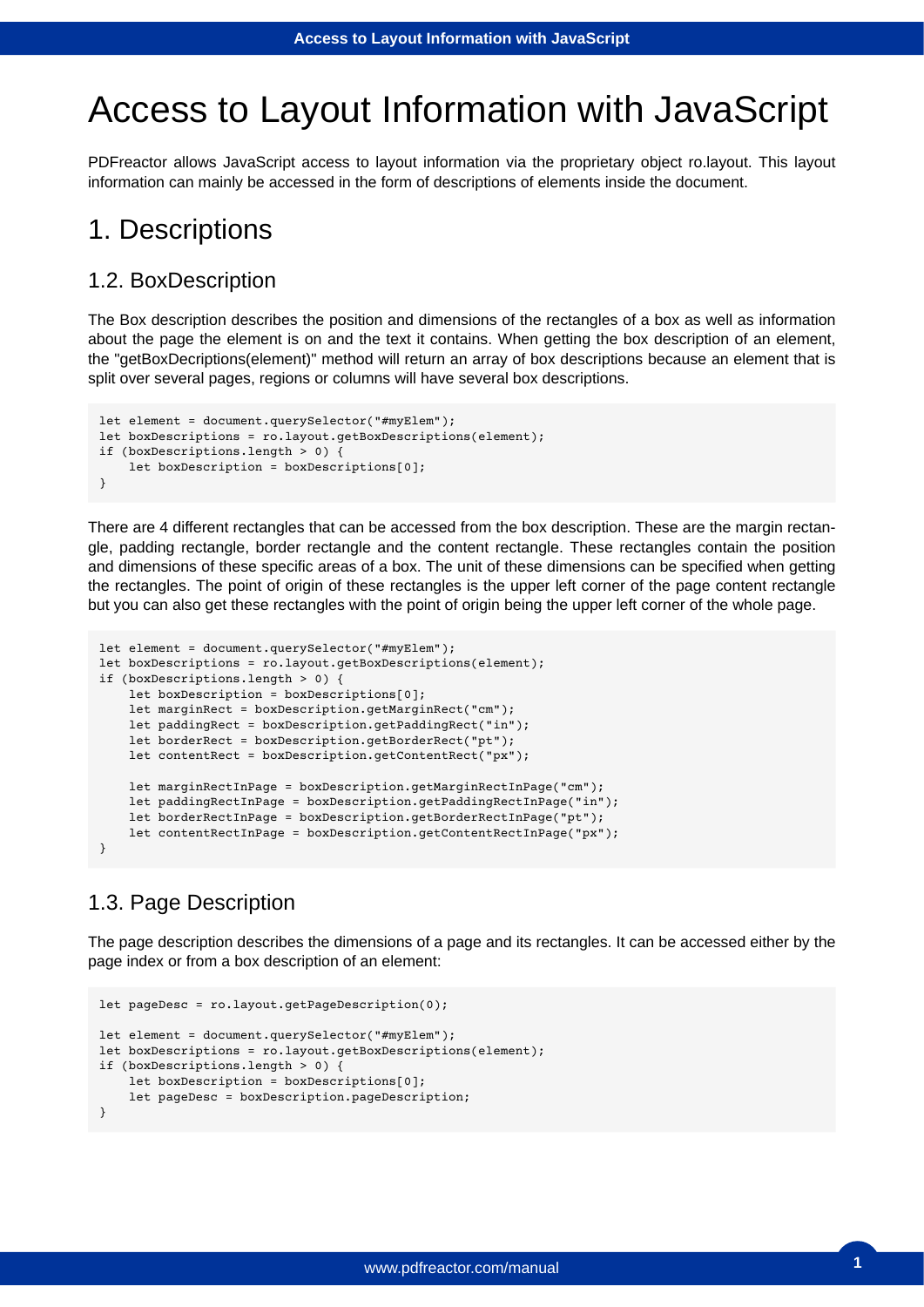# Access to Layout Information with JavaScript

PDFreactor allows JavaScript access to layout information via the proprietary object ro.layout. This layout information can mainly be accessed in the form of descriptions of elements inside the document.

## 1. Descriptions

### 1.2. BoxDescription

The Box description describes the position and dimensions of the rectangles of a box as well as information about the page the element is on and the text it contains. When getting the box description of an element, the "getBoxDecriptions(element)" method will return an array of box descriptions because an element that is split over several pages, regions or columns will have several box descriptions.

```
let element = document.querySelector("#myElem");
let boxDescriptions = ro.layout.getBoxDescriptions(element);
if (boxDescriptions.length > 0) {
    let boxDescription = boxDescriptions[0];
}
```

There are 4 different rectangles that can be accessed from the box description. These are the margin rectangle, padding rectangle, border rectangle and the content rectangle. These rectangles contain the position and dimensions of these specific areas of a box. The unit of these dimensions can be specified when getting the rectangles. The point of origin of these rectangles is the upper left corner of the page content rectangle but you can also get these rectangles with the point of origin being the upper left corner of the whole page.

```
let element = document.querySelector("#myElem");
let boxDescriptions = ro.layout.getBoxDescriptions(element);
if (boxDescriptions.length > 0) {
    let boxDescription = boxDescriptions[0];
    let marginRect = boxDescription.getMarginRect("cm");
    let paddingRect = boxDescription.getPaddingRect("in");
    let borderRect = boxDescription.getBorderRect("pt");
    let contentRect = boxDescription.getContentRect("px");

    let marginRectInPage = boxDescription.getMarginRectInPage("cm");
    let paddingRectInPage = boxDescription.getPaddingRectInPage("in");
    let borderRectInPage = boxDescription.getBorderRectInPage("pt");
    let contentRectInPage = boxDescription.getContentRectInPage("px");
}
```

### 1.3. Page Description

The page description describes the dimensions of a page and its rectangles. It can be accessed either by the page index or from a box description of an element:

```
let pageDesc = ro.layout.getPageDescription(0);

let element = document.querySelector("#myElem");
let boxDescriptions = ro.layout.getBoxDescriptions(element);
if (boxDescriptions.length > 0) {
    let boxDescription = boxDescriptions[0];
    let pageDesc = boxDescription.pageDescription;
}
```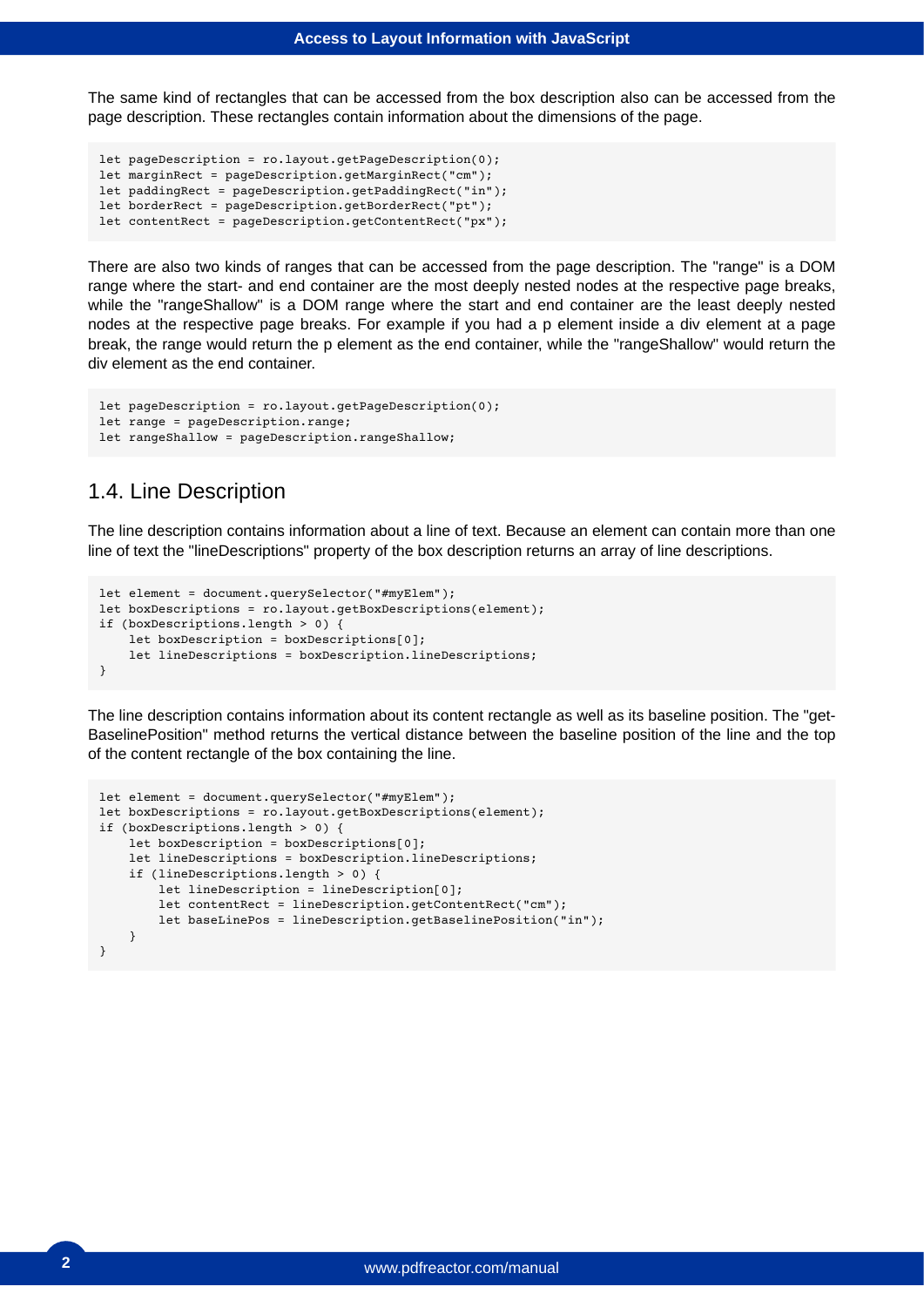The same kind of rectangles that can be accessed from the box description also can be accessed from the page description. These rectangles contain information about the dimensions of the page.

```
let pageDescription = ro.layout.getPageDescription(0);
let marginRect = pageDescription.getMarginRect("cm");
let paddingRect = pageDescription.getPaddingRect("in");
let borderRect = pageDescription.getBorderRect("pt");
let contentRect = pageDescription.getContentRect("px");
```

There are also two kinds of ranges that can be accessed from the page description. The "range" is a DOM range where the start- and end container are the most deeply nested nodes at the respective page breaks, while the "rangeShallow" is a DOM range where the start and end container are the least deeply nested nodes at the respective page breaks. For example if you had a p element inside a div element at a page break, the range would return the p element as the end container, while the "rangeShallow" would return the div element as the end container.

```
let pageDescription = ro.layout.getPageDescription(0);
let range = pageDescription.range;
let rangeShallow = pageDescription.rangeShallow;
```

## 1.4. Line Description

The line description contains information about a line of text. Because an element can contain more than one line of text the "lineDescriptions" property of the box description returns an array of line descriptions.

```
let element = document.querySelector("#myElem");
let boxDescriptions = ro.layout.getBoxDescriptions(element);
if (boxDescriptions.length > 0) {
    let boxDescription = boxDescriptions[0];
    let lineDescriptions = boxDescription.lineDescriptions;
}
```

The line description contains information about its content rectangle as well as its baseline position. The "getBaselinePosition" method returns the vertical distance between the baseline position of the line and the top of the content rectangle of the box containing the line.

```
let element = document.querySelector("#myElem");
let boxDescriptions = ro.layout.getBoxDescriptions(element);
if (boxDescriptions.length > 0) {
    let boxDescription = boxDescriptions[0];
    let lineDescriptions = boxDescription.lineDescriptions;
    if (lineDescriptions.length > 0) {
        let lineDescription = lineDescription[0];
        let contentRect = lineDescription.getContentRect("cm");
        let baseLinePos = lineDescription.getBaselinePosition("in");
    }
}
```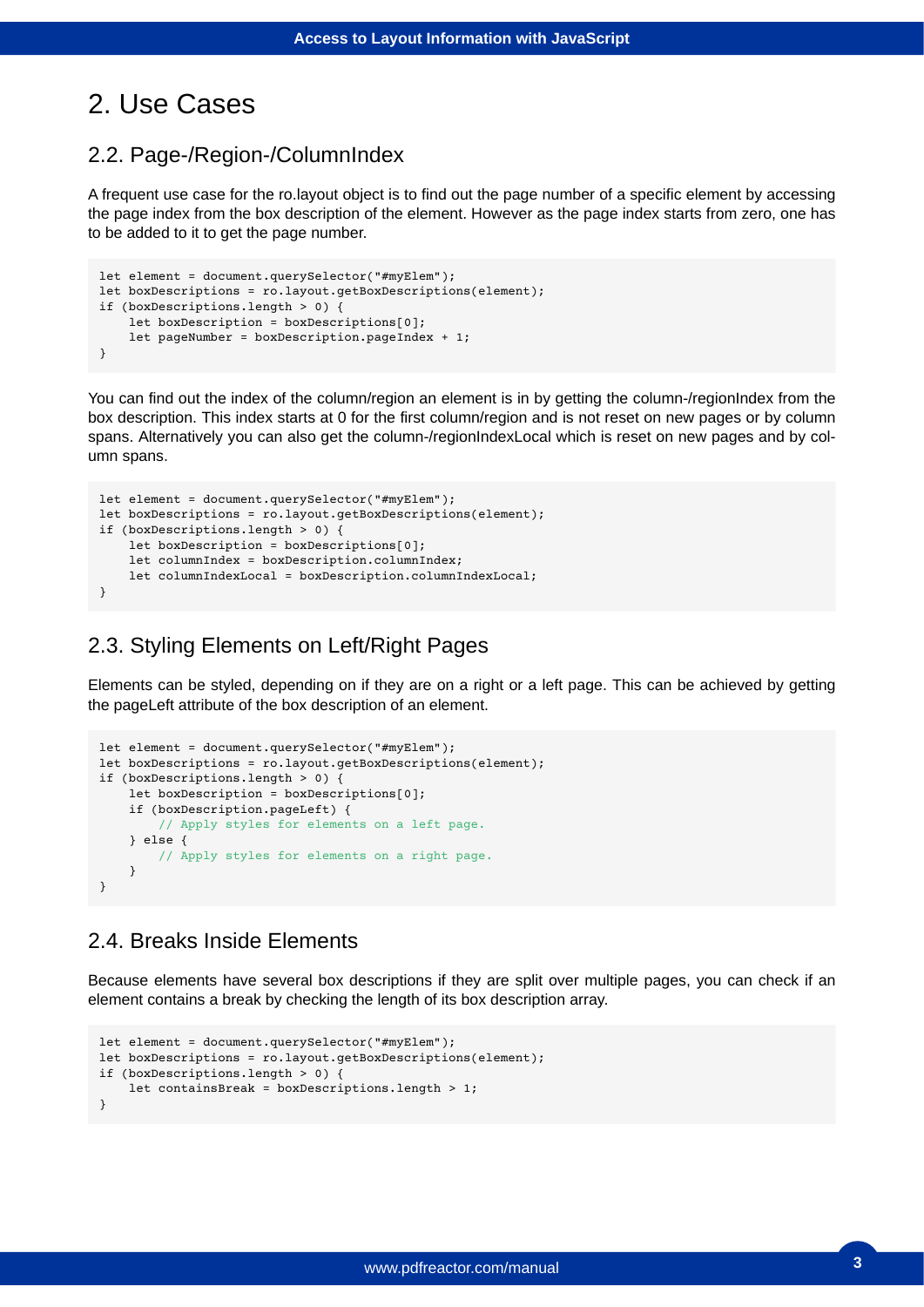# 2. Use Cases

## 2.2. Page-/Region-/ColumnIndex

A frequent use case for the ro.layout object is to find out the page number of a specific element by accessing the page index from the box description of the element. However as the page index starts from zero, one has to be added to it to get the page number.

```
let element = document.querySelector("#myElem");
let boxDescriptions = ro.layout.getBoxDescriptions(element);
if (boxDescriptions.length > 0) {
    let boxDescription = boxDescriptions[0];
    let pageNumber = boxDescription.pageIndex + 1;
}
```

You can find out the index of the column/region an element is in by getting the column-/regionIndex from the box description. This index starts at 0 for the first column/region and is not reset on new pages or by column spans. Alternatively you can also get the column-/regionIndexLocal which is reset on new pages and by column spans.

```
let element = document.querySelector("#myElem");
let boxDescriptions = ro.layout.getBoxDescriptions(element);
if (boxDescriptions.length > 0) {
    let boxDescription = boxDescriptions[0];
    let columnIndex = boxDescription.columnIndex;
    let columnIndexLocal = boxDescription.columnIndexLocal;
}
```

## 2.3. Styling Elements on Left/Right Pages

Elements can be styled, depending on if they are on a right or a left page. This can be achieved by getting the pageLeft attribute of the box description of an element.

```
let element = document.querySelector("#myElem");
let boxDescriptions = ro.layout.getBoxDescriptions(element);
if (boxDescriptions.length > 0) {
    let boxDescription = boxDescriptions[0];
    if (boxDescription.pageLeft) {
        // Apply styles for elements on a left page.
    } else {
        // Apply styles for elements on a right page.
    }
}
```

## 2.4. Breaks Inside Elements

Because elements have several box descriptions if they are split over multiple pages, you can check if an element contains a break by checking the length of its box description array.

```
let element = document.querySelector("#myElem");
let boxDescriptions = ro.layout.getBoxDescriptions(element);
if (boxDescriptions.length > 0) {
    let containsBreak = boxDescriptions.length > 1;
}
```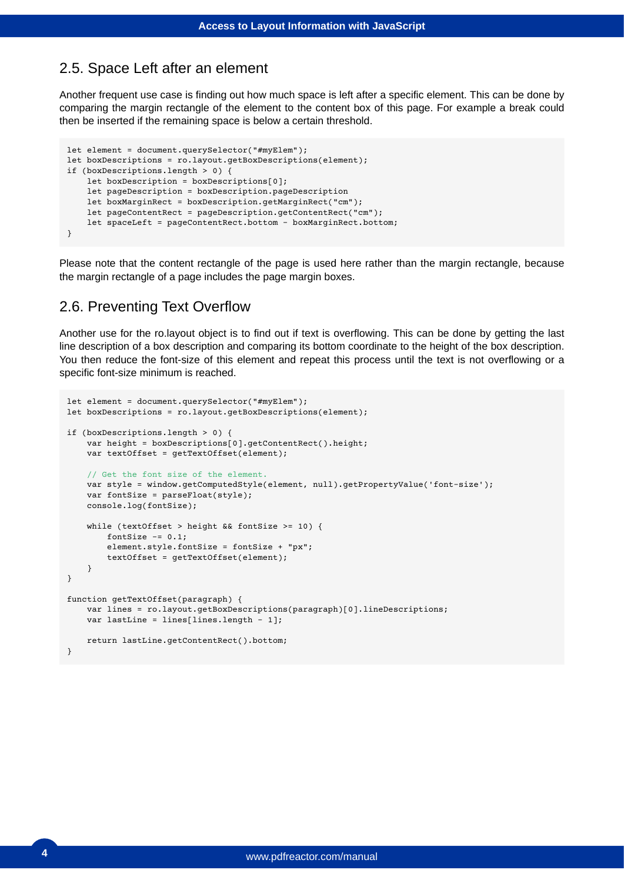## 2.5. Space Left after an element

Another frequent use case is finding out how much space is left after a specific element. This can be done by comparing the margin rectangle of the element to the content box of this page. For example a break could then be inserted if the remaining space is below a certain threshold.

```
let element = document.querySelector("#myElem");
let boxDescriptions = ro.layout.getBoxDescriptions(element);
if (boxDescriptions.length > 0) {
    let boxDescription = boxDescriptions[0];
    let pageDescription = boxDescription.pageDescription
    let boxMarginRect = boxDescription.getMarginRect("cm");
    let pageContentRect = pageDescription.getContentRect("cm");
    let spaceLeft = pageContentRect.bottom - boxMarginRect.bottom;
}
```

Please note that the content rectangle of the page is used here rather than the margin rectangle, because the margin rectangle of a page includes the page margin boxes.

## 2.6. Preventing Text Overflow

Another use for the ro.layout object is to find out if text is overflowing. This can be done by getting the last line description of a box description and comparing its bottom coordinate to the height of the box description. You then reduce the font-size of this element and repeat this process until the text is not overflowing or a specific font-size minimum is reached.

```
let element = document.querySelector("#myElem");
let boxDescriptions = ro.layout.getBoxDescriptions(element);

if (boxDescriptions.length > 0) {
    var height = boxDescriptions[0].getContentRect().height;
    var textOffset = getTextOffset(element);

    // Get the font size of the element.
    var style = window.getComputedStyle(element, null).getPropertyValue('font-size');
    var fontSize = parseFloat(style);
    console.log(fontSize);

    while (textOffset > height && fontSize >= 10) {
        fontSize -= 0.1;
        element.style.fontSize = fontSize + "px";
        textOffset = getTextOffset(element);
    }
}

function getTextOffset(paragraph) {
    var lines = ro.layout.getBoxDescriptions(paragraph)[0].lineDescriptions;
    var lastLine = lines[lines.length - 1];

    return lastLine.getContentRect().bottom;
}
```